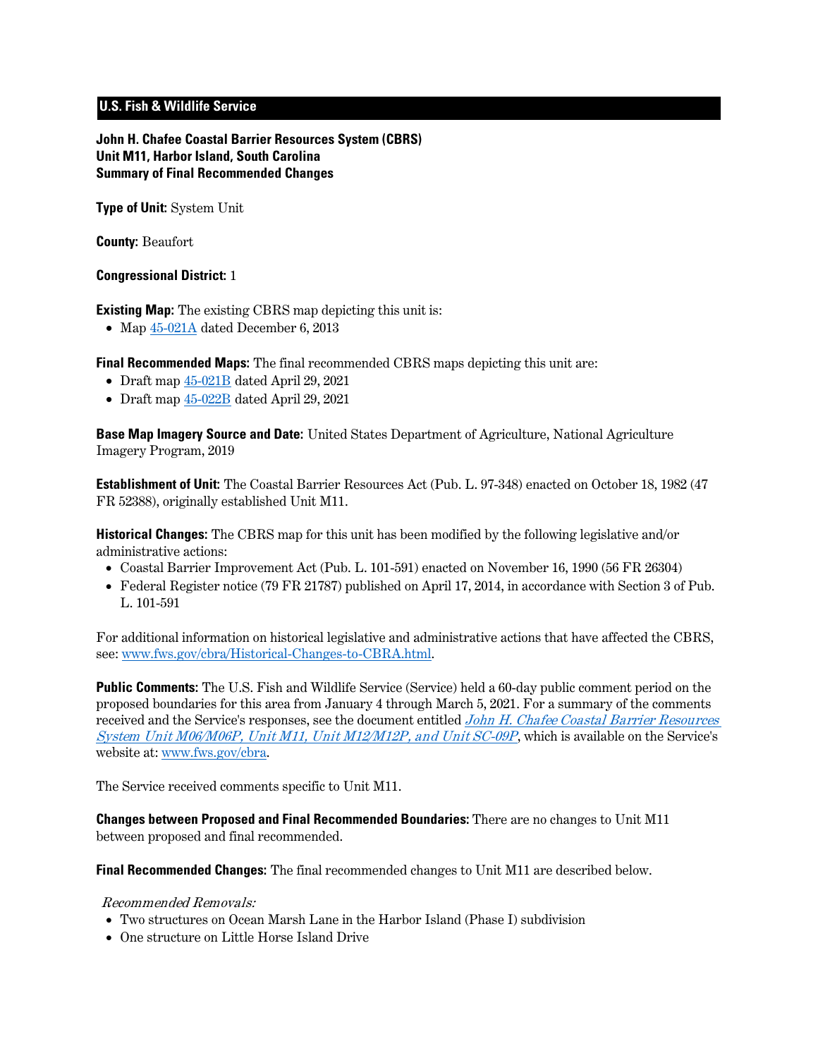**U.S. Fish & Wildlife Service**

**John H. Chafee Coastal Barrier Resources System (CBRS)**
**Unit M11, Harbor Island, South Carolina**
**Summary of Final Recommended Changes**

**Type of Unit:** System Unit

**County:** Beaufort

**Congressional District:** 1

**Existing Map:** The existing CBRS map depicting this unit is:

- Map [45-021A](45-021A) dated December 6, 2013

**Final Recommended Maps:** The final recommended CBRS maps depicting this unit are:

- Draft map [45-021B](45-021B) dated April 29, 2021
- Draft map [45-022B](45-022B) dated April 29, 2021

**Base Map Imagery Source and Date:** United States Department of Agriculture, National Agriculture Imagery Program, 2019

**Establishment of Unit:** The Coastal Barrier Resources Act (Pub. L. 97-348) enacted on October 18, 1982 (47 FR 52388), originally established Unit M11.

**Historical Changes:** The CBRS map for this unit has been modified by the following legislative and/or administrative actions:

- Coastal Barrier Improvement Act (Pub. L. 101-591) enacted on November 16, 1990 (56 FR 26304)
- Federal Register notice (79 FR 21787) published on April 17, 2014, in accordance with Section 3 of Pub. L. 101-591

For additional information on historical legislative and administrative actions that have affected the CBRS, see: [www.fws.gov/cbra/Historical-Changes-to-CBRA.html](www.fws.gov/cbra/Historical-Changes-to-CBRA.html).

**Public Comments:** The U.S. Fish and Wildlife Service (Service) held a 60-day public comment period on the proposed boundaries for this area from January 4 through March 5, 2021. For a summary of the comments received and the Service's responses, see the document entitled *John H. Chafee Coastal Barrier Resources System Unit M06/M06P, Unit M11, Unit M12/M12P, and Unit SC-09P*, which is available on the Service's website at: [www.fws.gov/cbra](www.fws.gov/cbra).

The Service received comments specific to Unit M11.

**Changes between Proposed and Final Recommended Boundaries:** There are no changes to Unit M11 between proposed and final recommended.

**Final Recommended Changes:** The final recommended changes to Unit M11 are described below.

*Recommended Removals:*

- Two structures on Ocean Marsh Lane in the Harbor Island (Phase I) subdivision
- One structure on Little Horse Island Drive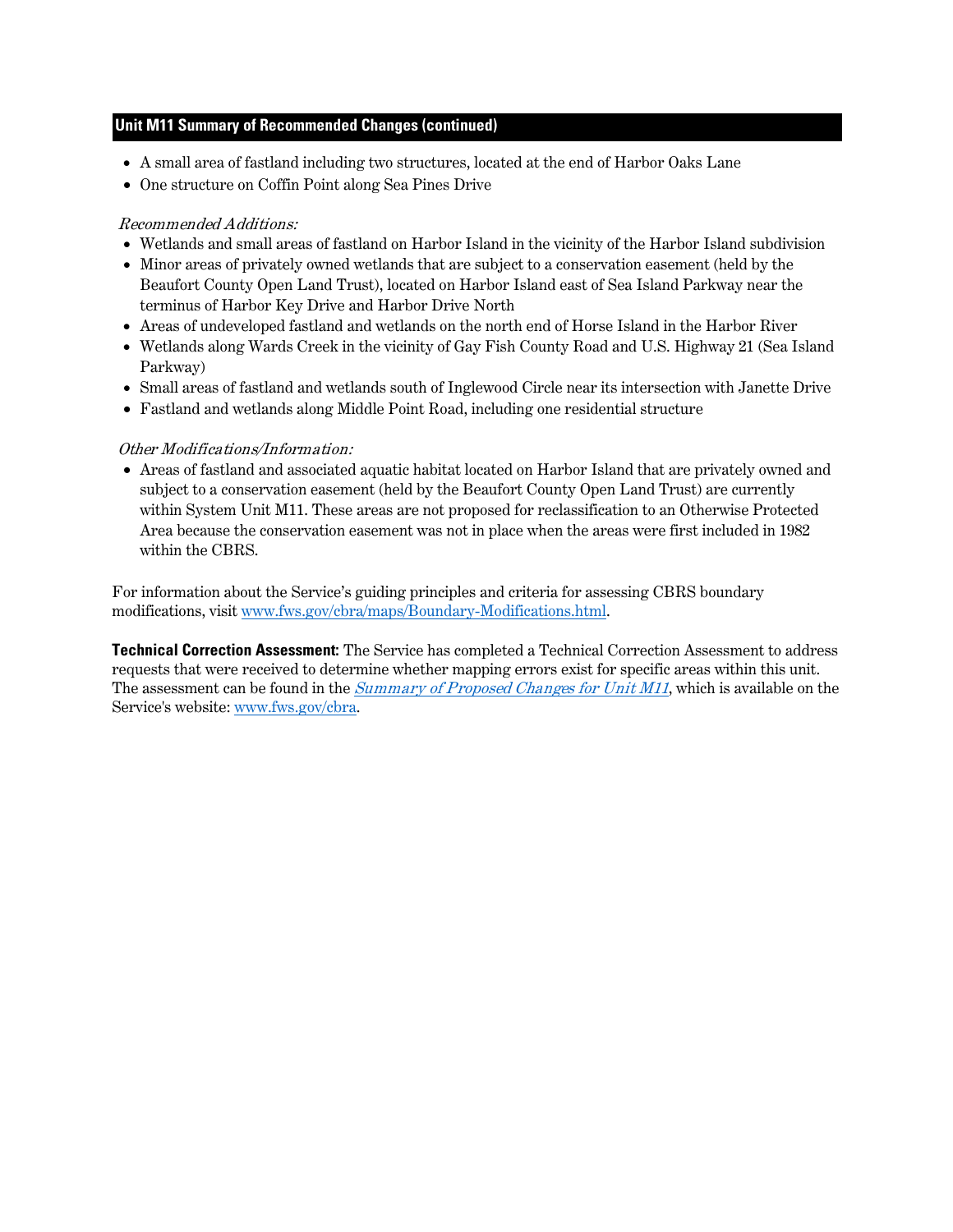## Unit M11 Summary of Recommended Changes (continued)

- A small area of fastland including two structures, located at the end of Harbor Oaks Lane
- One structure on Coffin Point along Sea Pines Drive

*Recommended Additions:*

- Wetlands and small areas of fastland on Harbor Island in the vicinity of the Harbor Island subdivision
- Minor areas of privately owned wetlands that are subject to a conservation easement (held by the Beaufort County Open Land Trust), located on Harbor Island east of Sea Island Parkway near the terminus of Harbor Key Drive and Harbor Drive North
- Areas of undeveloped fastland and wetlands on the north end of Horse Island in the Harbor River
- Wetlands along Wards Creek in the vicinity of Gay Fish County Road and U.S. Highway 21 (Sea Island Parkway)
- Small areas of fastland and wetlands south of Inglewood Circle near its intersection with Janette Drive
- Fastland and wetlands along Middle Point Road, including one residential structure

*Other Modifications/Information:*

- Areas of fastland and associated aquatic habitat located on Harbor Island that are privately owned and subject to a conservation easement (held by the Beaufort County Open Land Trust) are currently within System Unit M11. These areas are not proposed for reclassification to an Otherwise Protected Area because the conservation easement was not in place when the areas were first included in 1982 within the CBRS.

For information about the Service's guiding principles and criteria for assessing CBRS boundary modifications, visit [www.fws.gov/cbra/maps/Boundary-Modifications.html](www.fws.gov/cbra/maps/Boundary-Modifications.html).

**Technical Correction Assessment:** The Service has completed a Technical Correction Assessment to address requests that were received to determine whether mapping errors exist for specific areas within this unit. The assessment can be found in the *Summary of Proposed Changes for Unit M11*, which is available on the Service's website: [www.fws.gov/cbra](www.fws.gov/cbra).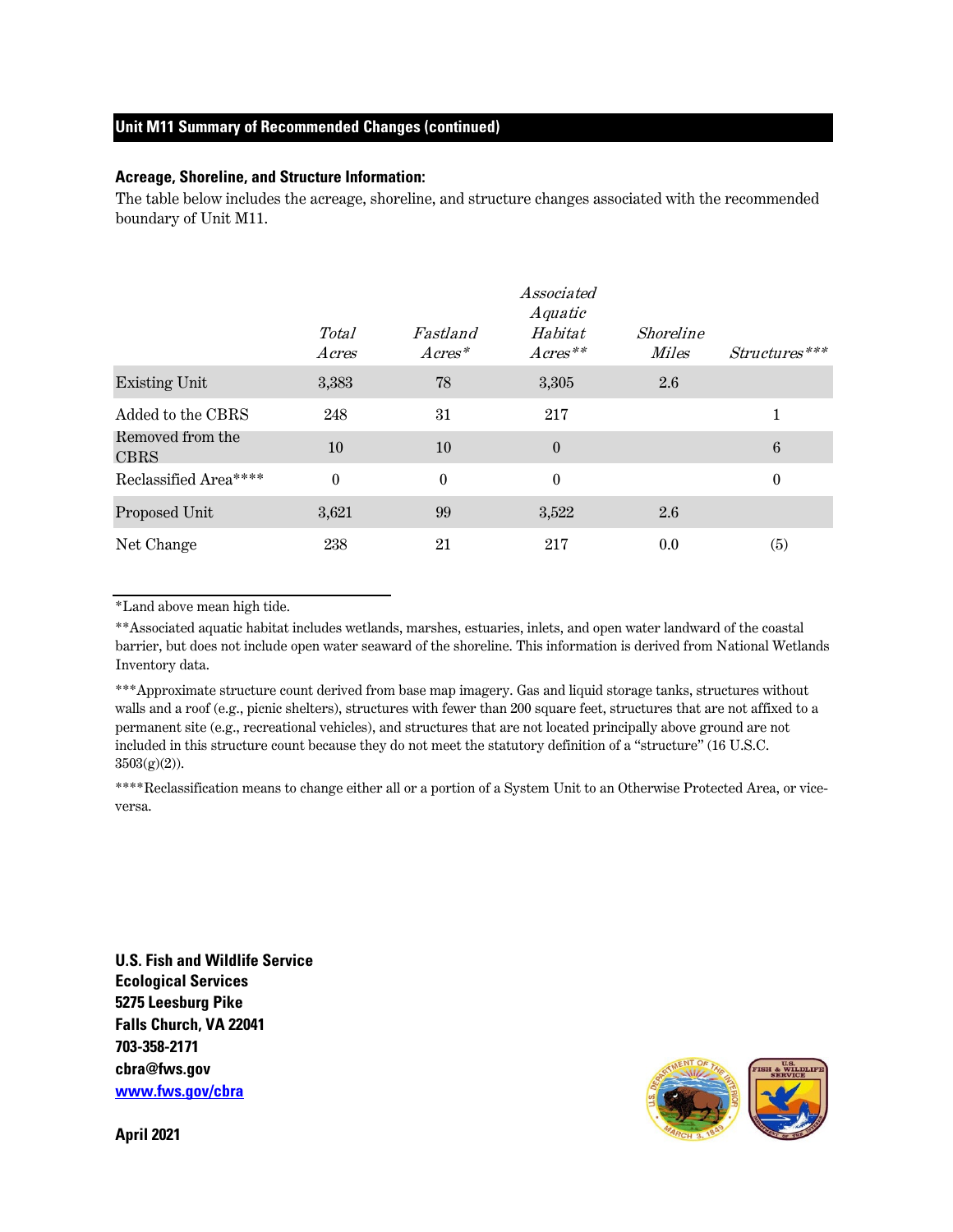## Unit M11 Summary of Recommended Changes (continued)

**Acreage, Shoreline, and Structure Information:**
The table below includes the acreage, shoreline, and structure changes associated with the recommended boundary of Unit M11.

| | *Total Acres* | *Fastland Acres\** | *Associated Aquatic Habitat Acres\*\** | *Shoreline Miles* | *Structures\*\*\** |
|---|---|---|---|---|---|
| Existing Unit | 3,383 | 78 | 3,305 | 2.6 | |
| Added to the CBRS | 248 | 31 | 217 | | 1 |
| Removed from the CBRS | 10 | 10 | 0 | | 6 |
| Reclassified Area\*\*\*\* | 0 | 0 | 0 | | 0 |
| Proposed Unit | 3,621 | 99 | 3,522 | 2.6 | |
| Net Change | 238 | 21 | 217 | 0.0 | (5) |

*Land above mean high tide.

**Associated aquatic habitat includes wetlands, marshes, estuaries, inlets, and open water landward of the coastal barrier, but does not include open water seaward of the shoreline. This information is derived from National Wetlands Inventory data.

***Approximate structure count derived from base map imagery. Gas and liquid storage tanks, structures without walls and a roof (e.g., picnic shelters), structures with fewer than 200 square feet, structures that are not affixed to a permanent site (e.g., recreational vehicles), and structures that are not located principally above ground are not included in this structure count because they do not meet the statutory definition of a "structure" (16 U.S.C. 3503(g)(2)).

****Reclassification means to change either all or a portion of a System Unit to an Otherwise Protected Area, or vice-versa.

**U.S. Fish and Wildlife Service**
**Ecological Services**
**5275 Leesburg Pike**
**Falls Church, VA 22041**
**703-358-2171**
**cbra@fws.gov**
**[www.fws.gov/cbra](http://www.fws.gov/cbra)**

**April 2021**